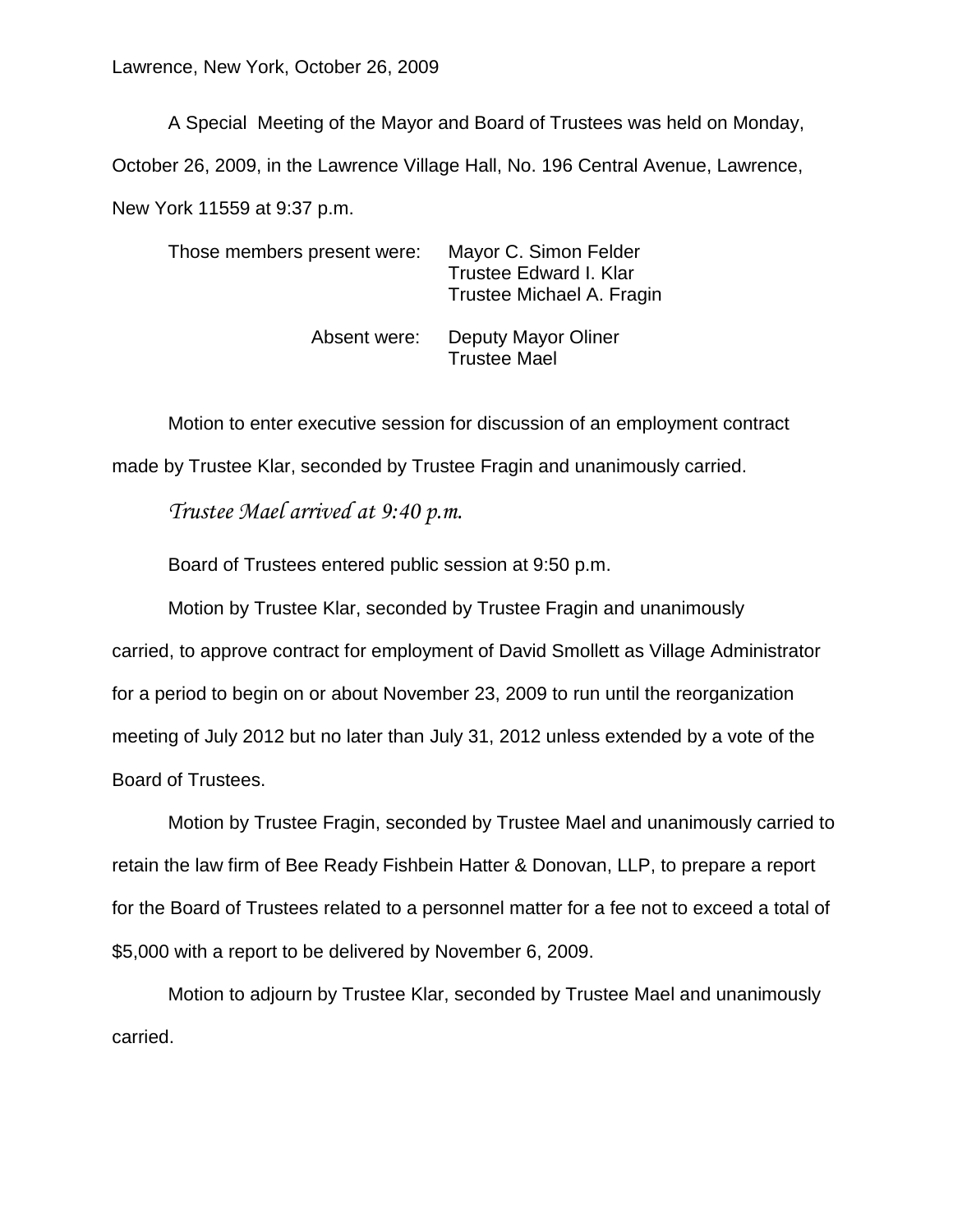Lawrence, New York, October 26, 2009

A Special Meeting of the Mayor and Board of Trustees was held on Monday, October 26, 2009, in the Lawrence Village Hall, No. 196 Central Avenue, Lawrence, New York 11559 at 9:37 p.m.

Those members present were: Mayor C. Simon Felder
Trustee Edward I. Klar
Trustee Michael A. Fragin

Absent were: Deputy Mayor Oliner
Trustee Mael

Motion to enter executive session for discussion of an employment contract made by Trustee Klar, seconded by Trustee Fragin and unanimously carried.

*Trustee Mael arrived at 9:40 p.m.*

Board of Trustees entered public session at 9:50 p.m.

Motion by Trustee Klar, seconded by Trustee Fragin and unanimously carried, to approve contract for employment of David Smollett as Village Administrator for a period to begin on or about November 23, 2009 to run until the reorganization meeting of July 2012 but no later than July 31, 2012 unless extended by a vote of the Board of Trustees.

Motion by Trustee Fragin, seconded by Trustee Mael and unanimously carried to retain the law firm of Bee Ready Fishbein Hatter & Donovan, LLP, to prepare a report for the Board of Trustees related to a personnel matter for a fee not to exceed a total of $5,000 with a report to be delivered by November 6, 2009.

Motion to adjourn by Trustee Klar, seconded by Trustee Mael and unanimously carried.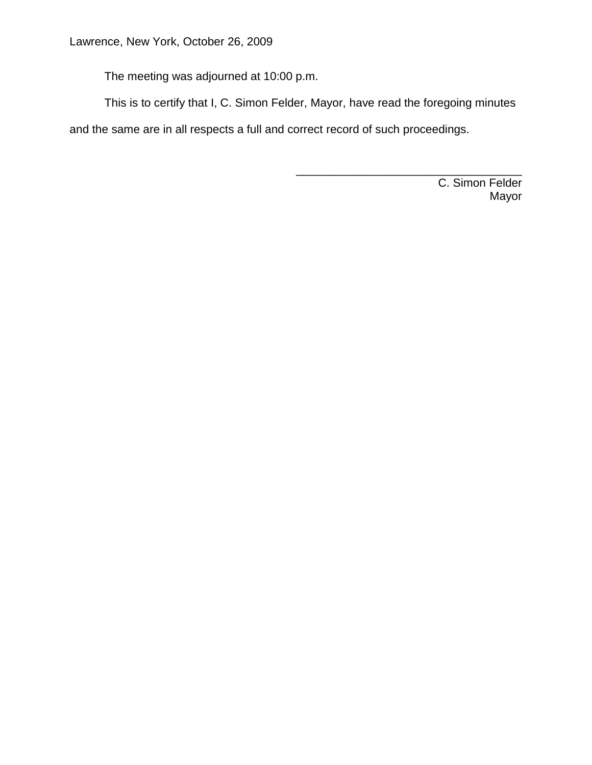Lawrence, New York, October 26, 2009

The meeting was adjourned at 10:00 p.m.

This is to certify that I, C. Simon Felder, Mayor, have read the foregoing minutes and the same are in all respects a full and correct record of such proceedings.

\_\_\_\_\_\_\_\_\_\_\_\_\_\_\_\_\_\_\_\_\_\_\_\_\_\_\_\_\_\_\_\_\_\_\_

C. Simon Felder
Mayor